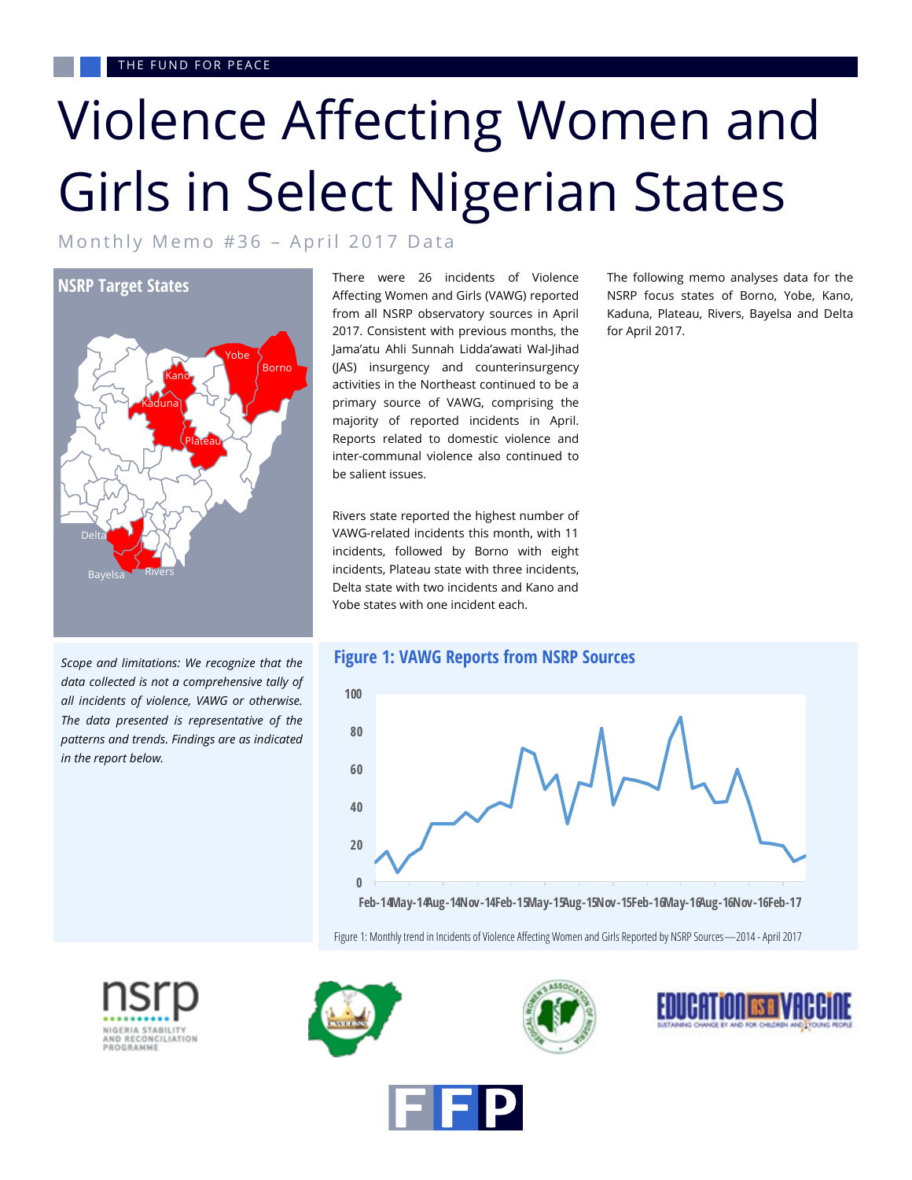THE FUND FOR PEACE

# Violence Affecting Women and Girls in Select Nigerian States

Monthly Memo #36 – April 2017 Data

## NSRP Target States

There were 26 incidents of Violence Affecting Women and Girls (VAWG) reported from all NSRP observatory sources in April 2017. Consistent with previous months, the Jama'atu Ahli Sunnah Lidda'awati Wal-Jihad (JAS) insurgency and counterinsurgency activities in the Northeast continued to be a primary source of VAWG, comprising the majority of reported incidents in April. Reports related to domestic violence and inter-communal violence also continued to be salient issues.

Rivers state reported the highest number of VAWG-related incidents this month, with 11 incidents, followed by Borno with eight incidents, Plateau state with three incidents, Delta state with two incidents and Kano and Yobe states with one incident each.

The following memo analyses data for the NSRP focus states of Borno, Yobe, Kano, Kaduna, Plateau, Rivers, Bayelsa and Delta for April 2017.

*Scope and limitations: We recognize that the data collected is not a comprehensive tally of all incidents of violence, VAWG or otherwise. The data presented is representative of the patterns and trends. Findings are as indicated in the report below.*

### Figure 1: VAWG Reports from NSRP Sources

Figure 1: Monthly trend in Incidents of Violence Affecting Women and Girls Reported by NSRP Sources—2014 - April 2017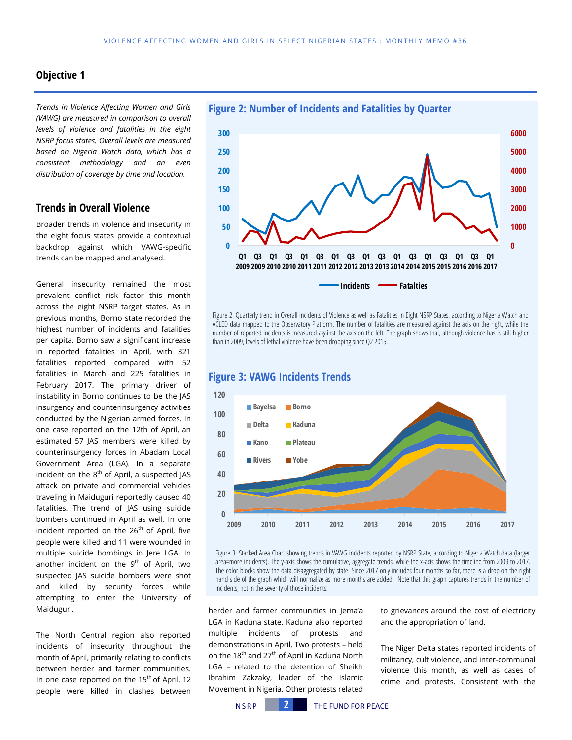## Objective 1

*Trends in Violence Affecting Women and Girls (VAWG) are measured in comparison to overall levels of violence and fatalities in the eight NSRP focus states. Overall levels are measured based on Nigeria Watch data, which has a consistent methodology and an even distribution of coverage by time and location.*

### Trends in Overall Violence

Broader trends in violence and insecurity in the eight focus states provide a contextual backdrop against which VAWG-specific trends can be mapped and analysed.

General insecurity remained the most prevalent conflict risk factor this month across the eight NSRP target states. As in previous months, Borno state recorded the highest number of incidents and fatalities per capita. Borno saw a significant increase in reported fatalities in April, with 321 fatalities reported compared with 52 fatalities in March and 225 fatalities in February 2017. The primary driver of instability in Borno continues to be the JAS insurgency and counterinsurgency activities conducted by the Nigerian armed forces. In one case reported on the 12th of April, an estimated 57 JAS members were killed by counterinsurgency forces in Abadam Local Government Area (LGA). In a separate incident on the 8th of April, a suspected JAS attack on private and commercial vehicles traveling in Maiduguri reportedly caused 40 fatalities. The trend of JAS using suicide bombers continued in April as well. In one incident reported on the 26th of April, five people were killed and 11 were wounded in multiple suicide bombings in Jere LGA. In another incident on the 9th of April, two suspected JAS suicide bombers were shot and killed by security forces while attempting to enter the University of Maiduguri.

The North Central region also reported incidents of insecurity throughout the month of April, primarily relating to conflicts between herder and farmer communities. In one case reported on the 15th of April, 12 people were killed in clashes between herder and farmer communities in Jema'a LGA in Kaduna state. Kaduna also reported multiple incidents of protests and demonstrations in April. Two protests – held on the 18th and 27th of April in Kaduna North LGA – related to the detention of Sheikh Ibrahim Zakzaky, leader of the Islamic Movement in Nigeria. Other protests related to grievances around the cost of electricity and the appropriation of land.

The Niger Delta states reported incidents of militancy, cult violence, and inter-communal violence this month, as well as cases of crime and protests. Consistent with the

**Figure 2: Number of Incidents and Fatalities by Quarter**

Figure 2: Quarterly trend in Overall Incidents of Violence as well as Fatalities in Eight NSRP States, according to Nigeria Watch and ACLED data mapped to the Observatory Platform. The number of fatalities are measured against the axis on the right, while the number of reported incidents is measured against the axis on the left. The graph shows that, although violence has is still higher than in 2009, levels of lethal violence have been dropping since Q2 2015.

**Figure 3: VAWG Incidents Trends**

Figure 3: Stacked Area Chart showing trends in VAWG incidents reported by NSRP State, according to Nigeria Watch data (larger area=more incidents). The y-axis shows the cumulative, aggregate trends, while the x-axis shows the timeline from 2009 to 2017. The color blocks show the data disaggregated by state. Since 2017 only includes four months so far, there is a drop on the right hand side of the graph which will normalize as more months are added. Note that this graph captures trends in the number of incidents, not in the severity of those incidents.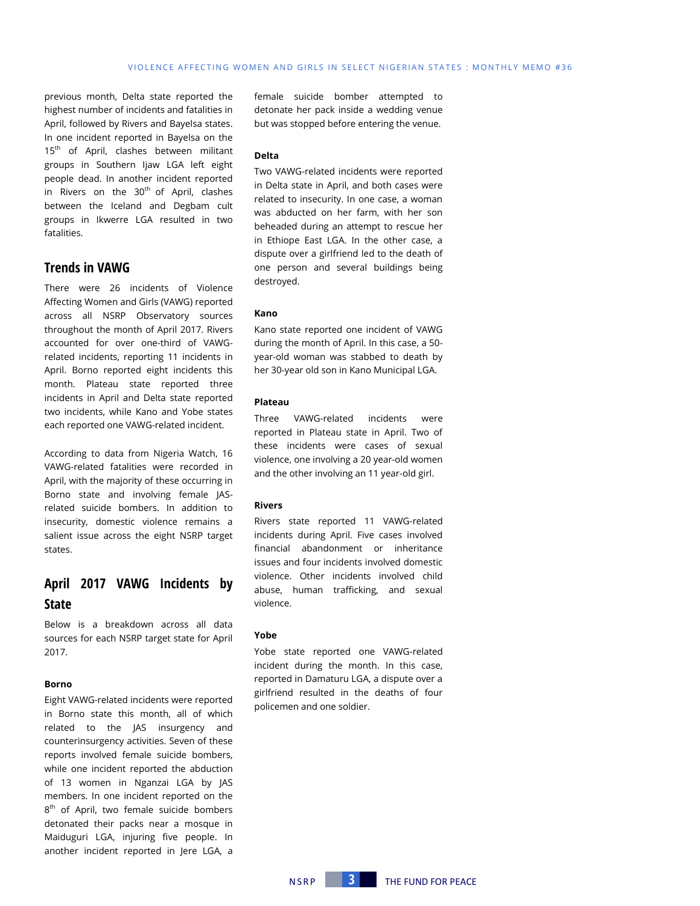previous month, Delta state reported the highest number of incidents and fatalities in April, followed by Rivers and Bayelsa states. In one incident reported in Bayelsa on the 15th of April, clashes between militant groups in Southern Ijaw LGA left eight people dead. In another incident reported in Rivers on the 30th of April, clashes between the Iceland and Degbam cult groups in Ikwerre LGA resulted in two fatalities.

## Trends in VAWG

There were 26 incidents of Violence Affecting Women and Girls (VAWG) reported across all NSRP Observatory sources throughout the month of April 2017. Rivers accounted for over one-third of VAWG-related incidents, reporting 11 incidents in April. Borno reported eight incidents this month. Plateau state reported three incidents in April and Delta state reported two incidents, while Kano and Yobe states each reported one VAWG-related incident.

According to data from Nigeria Watch, 16 VAWG-related fatalities were recorded in April, with the majority of these occurring in Borno state and involving female JAS-related suicide bombers. In addition to insecurity, domestic violence remains a salient issue across the eight NSRP target states.

## April 2017 VAWG Incidents by State

Below is a breakdown across all data sources for each NSRP target state for April 2017.

### Borno

Eight VAWG-related incidents were reported in Borno state this month, all of which related to the JAS insurgency and counterinsurgency activities. Seven of these reports involved female suicide bombers, while one incident reported the abduction of 13 women in Nganzai LGA by JAS members. In one incident reported on the 8th of April, two female suicide bombers detonated their packs near a mosque in Maiduguri LGA, injuring five people. In another incident reported in Jere LGA, a female suicide bomber attempted to detonate her pack inside a wedding venue but was stopped before entering the venue.

### Delta

Two VAWG-related incidents were reported in Delta state in April, and both cases were related to insecurity. In one case, a woman was abducted on her farm, with her son beheaded during an attempt to rescue her in Ethiope East LGA. In the other case, a dispute over a girlfriend led to the death of one person and several buildings being destroyed.

### Kano

Kano state reported one incident of VAWG during the month of April. In this case, a 50-year-old woman was stabbed to death by her 30-year old son in Kano Municipal LGA.

### Plateau

Three VAWG-related incidents were reported in Plateau state in April. Two of these incidents were cases of sexual violence, one involving a 20 year-old women and the other involving an 11 year-old girl.

### Rivers

Rivers state reported 11 VAWG-related incidents during April. Five cases involved financial abandonment or inheritance issues and four incidents involved domestic violence. Other incidents involved child abuse, human trafficking, and sexual violence.

### Yobe

Yobe state reported one VAWG-related incident during the month. In this case, reported in Damaturu LGA, a dispute over a girlfriend resulted in the deaths of four policemen and one soldier.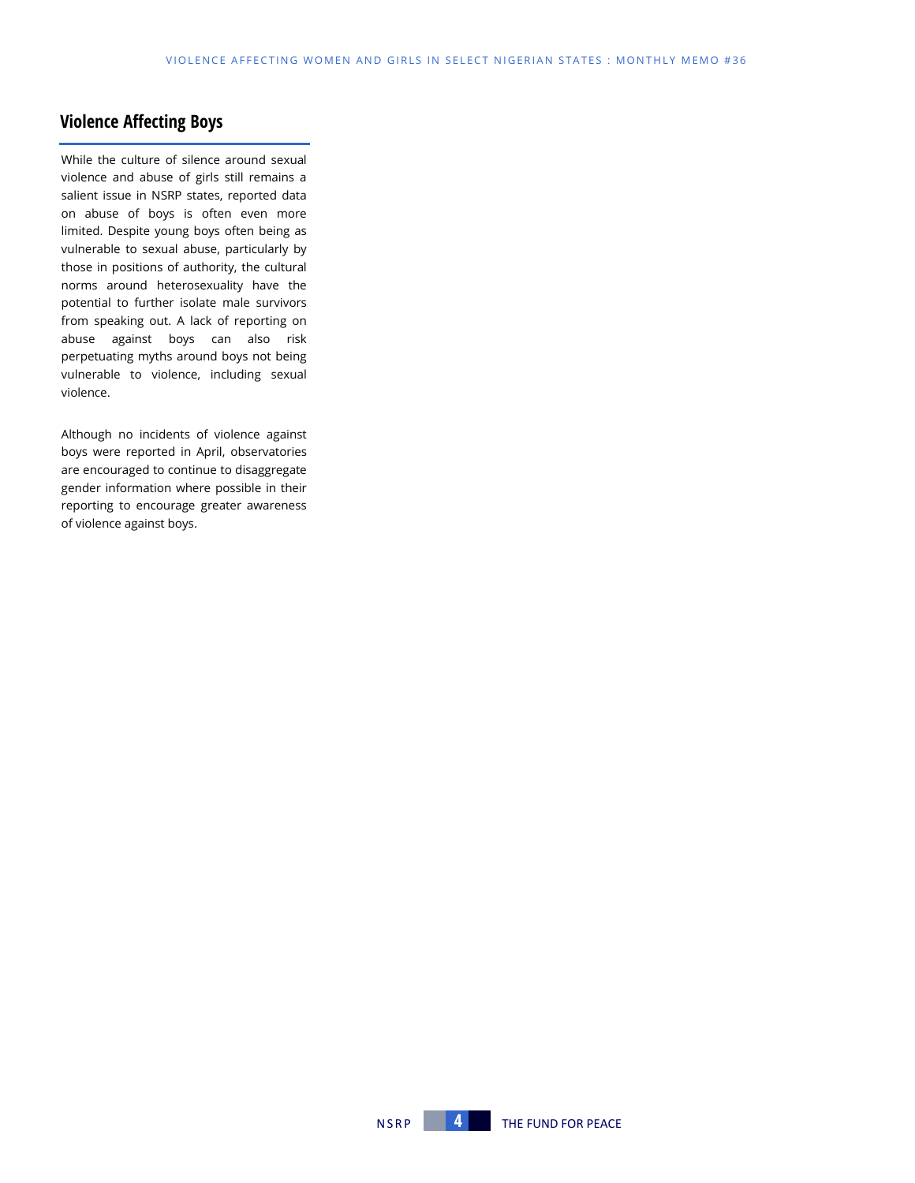## Violence Affecting Boys

While the culture of silence around sexual violence and abuse of girls still remains a salient issue in NSRP states, reported data on abuse of boys is often even more limited. Despite young boys often being as vulnerable to sexual abuse, particularly by those in positions of authority, the cultural norms around heterosexuality have the potential to further isolate male survivors from speaking out. A lack of reporting on abuse against boys can also risk perpetuating myths around boys not being vulnerable to violence, including sexual violence.

Although no incidents of violence against boys were reported in April, observatories are encouraged to continue to disaggregate gender information where possible in their reporting to encourage greater awareness of violence against boys.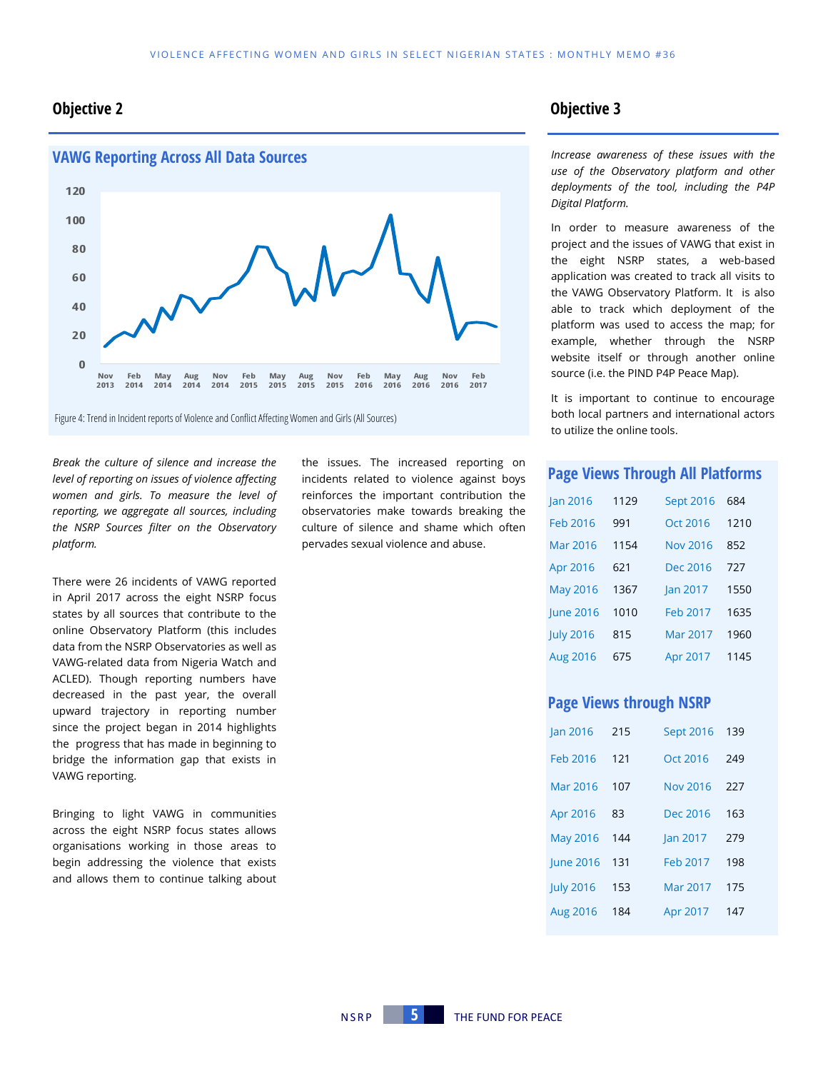## Objective 2

### VAWG Reporting Across All Data Sources

Figure 4: Trend in Incident reports of Violence and Conflict Affecting Women and Girls (All Sources)

*Break the culture of silence and increase the level of reporting on issues of violence affecting women and girls. To measure the level of reporting, we aggregate all sources, including the NSRP Sources filter on the Observatory platform.*

There were 26 incidents of VAWG reported in April 2017 across the eight NSRP focus states by all sources that contribute to the online Observatory Platform (this includes data from the NSRP Observatories as well as VAWG-related data from Nigeria Watch and ACLED). Though reporting numbers have decreased in the past year, the overall upward trajectory in reporting number since the project began in 2014 highlights the progress that has made in beginning to bridge the information gap that exists in VAWG reporting.

Bringing to light VAWG in communities across the eight NSRP focus states allows organisations working in those areas to begin addressing the violence that exists and allows them to continue talking about the issues. The increased reporting on incidents related to violence against boys reinforces the important contribution the observatories make towards breaking the culture of silence and shame which often pervades sexual violence and abuse.

## Objective 3

*Increase awareness of these issues with the use of the Observatory platform and other deployments of the tool, including the P4P Digital Platform.*

In order to measure awareness of the project and the issues of VAWG that exist in the eight NSRP states, a web-based application was created to track all visits to the VAWG Observatory Platform. It is also able to track which deployment of the platform was used to access the map; for example, whether through the NSRP website itself or through another online source (i.e. the PIND P4P Peace Map).

It is important to continue to encourage both local partners and international actors to utilize the online tools.

### Page Views Through All Platforms

| Month | Views | Month | Views |
|---|---|---|---|
| Jan 2016 | 1129 | Sept 2016 | 684 |
| Feb 2016 | 991 | Oct 2016 | 1210 |
| Mar 2016 | 1154 | Nov 2016 | 852 |
| Apr 2016 | 621 | Dec 2016 | 727 |
| May 2016 | 1367 | Jan 2017 | 1550 |
| June 2016 | 1010 | Feb 2017 | 1635 |
| July 2016 | 815 | Mar 2017 | 1960 |
| Aug 2016 | 675 | Apr 2017 | 1145 |

### Page Views through NSRP

| Month | Views | Month | Views |
|---|---|---|---|
| Jan 2016 | 215 | Sept 2016 | 139 |
| Feb 2016 | 121 | Oct 2016 | 249 |
| Mar 2016 | 107 | Nov 2016 | 227 |
| Apr 2016 | 83 | Dec 2016 | 163 |
| May 2016 | 144 | Jan 2017 | 279 |
| June 2016 | 131 | Feb 2017 | 198 |
| July 2016 | 153 | Mar 2017 | 175 |
| Aug 2016 | 184 | Apr 2017 | 147 |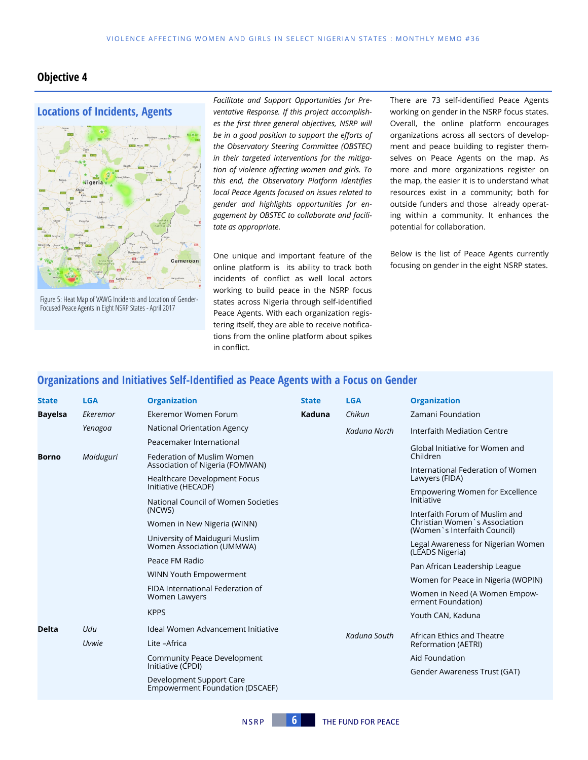## Objective 4

### Locations of Incidents, Agents

Figure 5: Heat Map of VAWG Incidents and Location of Gender-Focused Peace Agents in Eight NSRP States - April 2017

*Facilitate and Support Opportunities for Preventative Response. If this project accomplishes the first three general objectives, NSRP will be in a good position to support the efforts of the Observatory Steering Committee (OBSTEC) in their targeted interventions for the mitigation of violence affecting women and girls. To this end, the Observatory Platform identifies local Peace Agents focused on issues related to gender and highlights opportunities for engagement by OBSTEC to collaborate and facilitate as appropriate.*

One unique and important feature of the online platform is its ability to track both incidents of conflict as well local actors working to build peace in the NSRP focus states across Nigeria through self-identified Peace Agents. With each organization registering itself, they are able to receive notifications from the online platform about spikes in conflict.

There are 73 self-identified Peace Agents working on gender in the NSRP focus states. Overall, the online platform encourages organizations across all sectors of development and peace building to register themselves on Peace Agents on the map. As more and more organizations register on the map, the easier it is to understand what resources exist in a community; both for outside funders and those already operating within a community. It enhances the potential for collaboration.

Below is the list of Peace Agents currently focusing on gender in the eight NSRP states.

### Organizations and Initiatives Self-Identified as Peace Agents with a Focus on Gender

| State | LGA | Organization |
|---|---|---|
| **Bayelsa** | *Ekeremor* | Ekeremor Women Forum |
| | *Yenagoa* | National Orientation Agency |
| | | Peacemaker International |
| **Borno** | *Maiduguri* | Federation of Muslim Women Association of Nigeria (FOMWAN) |
| | | Healthcare Development Focus Initiative (HECADF) |
| | | National Council of Women Societies (NCWS) |
| | | Women in New Nigeria (WINN) |
| | | University of Maiduguri Muslim Women Association (UMMWA) |
| | | Peace FM Radio |
| | | WINN Youth Empowerment |
| | | FIDA International Federation of Women Lawyers |
| | | KPPS |
| **Delta** | *Udu* | Ideal Women Advancement Initiative |
| | *Uvwie* | Lite –Africa |
| | | Community Peace Development Initiative (CPDI) |
| | | Development Support Care Empowerment Foundation (DSCAEF) |
| **Kaduna** | *Chikun* | Zamani Foundation |
| | *Kaduna North* | Interfaith Mediation Centre |
| | | Global Initiative for Women and Children |
| | | International Federation of Women Lawyers (FIDA) |
| | | Empowering Women for Excellence Initiative |
| | | Interfaith Forum of Muslim and Christian Women`s Association (Women`s Interfaith Council) |
| | | Legal Awareness for Nigerian Women (LEADS Nigeria) |
| | | Pan African Leadership League |
| | | Women for Peace in Nigeria (WOPIN) |
| | | Women in Need (A Women Empowerment Foundation) |
| | | Youth CAN, Kaduna |
| | *Kaduna South* | African Ethics and Theatre Reformation (AETRI) |
| | | Aid Foundation |
| | | Gender Awareness Trust (GAT) |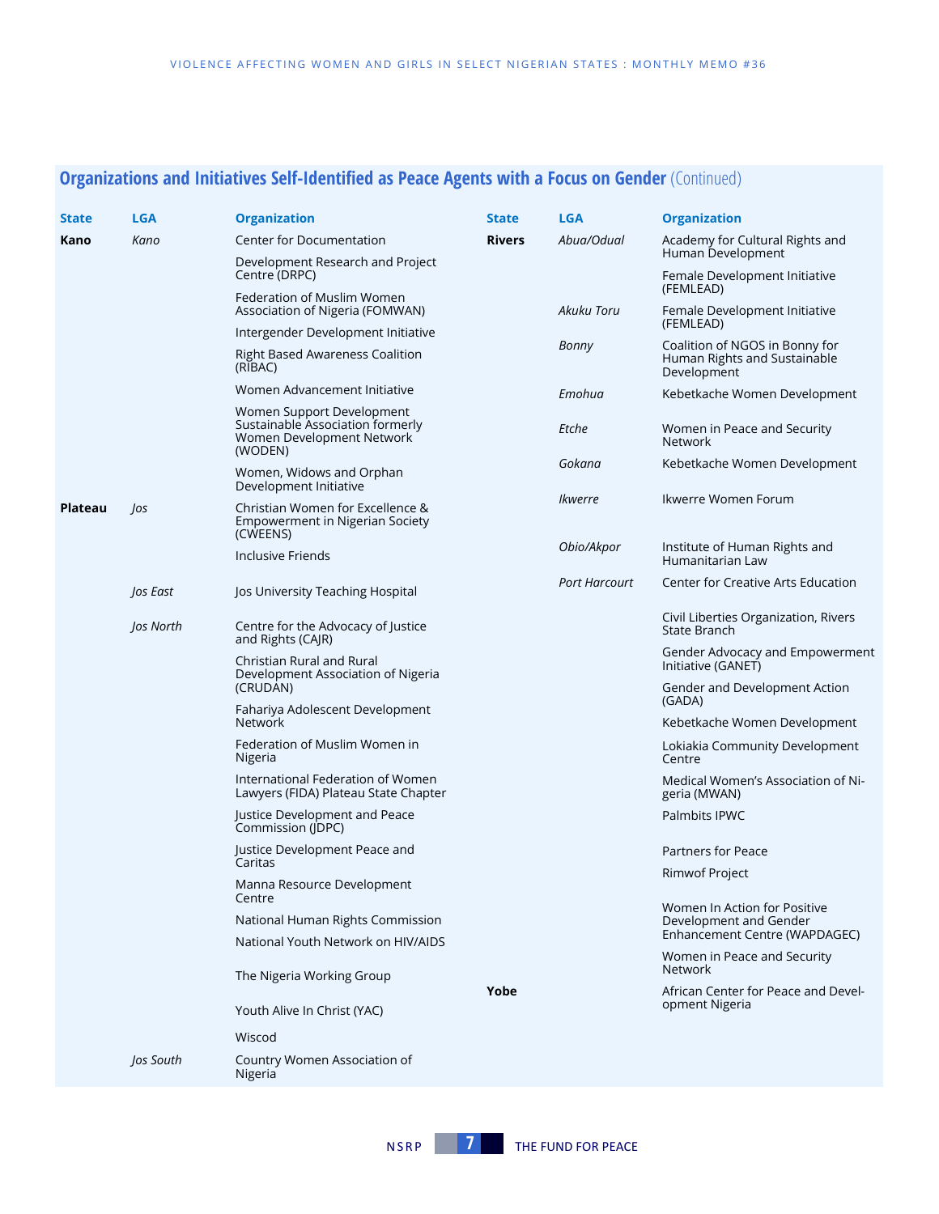## Organizations and Initiatives Self-Identified as Peace Agents with a Focus on Gender (Continued)

| State | LGA | Organization |
|---|---|---|
| **Kano** | *Kano* | Center for Documentation |
| | | Development Research and Project Centre (DRPC) |
| | | Federation of Muslim Women Association of Nigeria (FOMWAN) |
| | | Intergender Development Initiative |
| | | Right Based Awareness Coalition (RIBAC) |
| | | Women Advancement Initiative |
| | | Women Support Development Sustainable Association formerly Women Development Network (WODEN) |
| | | Women, Widows and Orphan Development Initiative |
| **Plateau** | *Jos* | Christian Women for Excellence & Empowerment in Nigerian Society (CWEENS) |
| | | Inclusive Friends |
| | *Jos East* | Jos University Teaching Hospital |
| | *Jos North* | Centre for the Advocacy of Justice and Rights (CAJR) |
| | | Christian Rural and Rural Development Association of Nigeria (CRUDAN) |
| | | Fahariya Adolescent Development Network |
| | | Federation of Muslim Women in Nigeria |
| | | International Federation of Women Lawyers (FIDA) Plateau State Chapter |
| | | Justice Development and Peace Commission (JDPC) |
| | | Justice Development Peace and Caritas |
| | | Manna Resource Development Centre |
| | | National Human Rights Commission |
| | | National Youth Network on HIV/AIDS |
| | | The Nigeria Working Group |
| | | Youth Alive In Christ (YAC) |
| | | Wiscod |
| | *Jos South* | Country Women Association of Nigeria |
| **Rivers** | *Abua/Odual* | Academy for Cultural Rights and Human Development |
| | | Female Development Initiative (FEMLEAD) |
| | *Akuku Toru* | Female Development Initiative (FEMLEAD) |
| | *Bonny* | Coalition of NGOS in Bonny for Human Rights and Sustainable Development |
| | *Emohua* | Kebetkache Women Development |
| | *Etche* | Women in Peace and Security Network |
| | *Gokana* | Kebetkache Women Development |
| | *Ikwerre* | Ikwerre Women Forum |
| | *Obio/Akpor* | Institute of Human Rights and Humanitarian Law |
| | *Port Harcourt* | Center for Creative Arts Education |
| | | Civil Liberties Organization, Rivers State Branch |
| | | Gender Advocacy and Empowerment Initiative (GANET) |
| | | Gender and Development Action (GADA) |
| | | Kebetkache Women Development |
| | | Lokiakia Community Development Centre |
| | | Medical Women's Association of Nigeria (MWAN) |
| | | Palmbits IPWC |
| | | Partners for Peace |
| | | Rimwof Project |
| | | Women In Action for Positive Development and Gender Enhancement Centre (WAPDAGEC) |
| | | Women in Peace and Security Network |
| **Yobe** | | African Center for Peace and Development Nigeria |